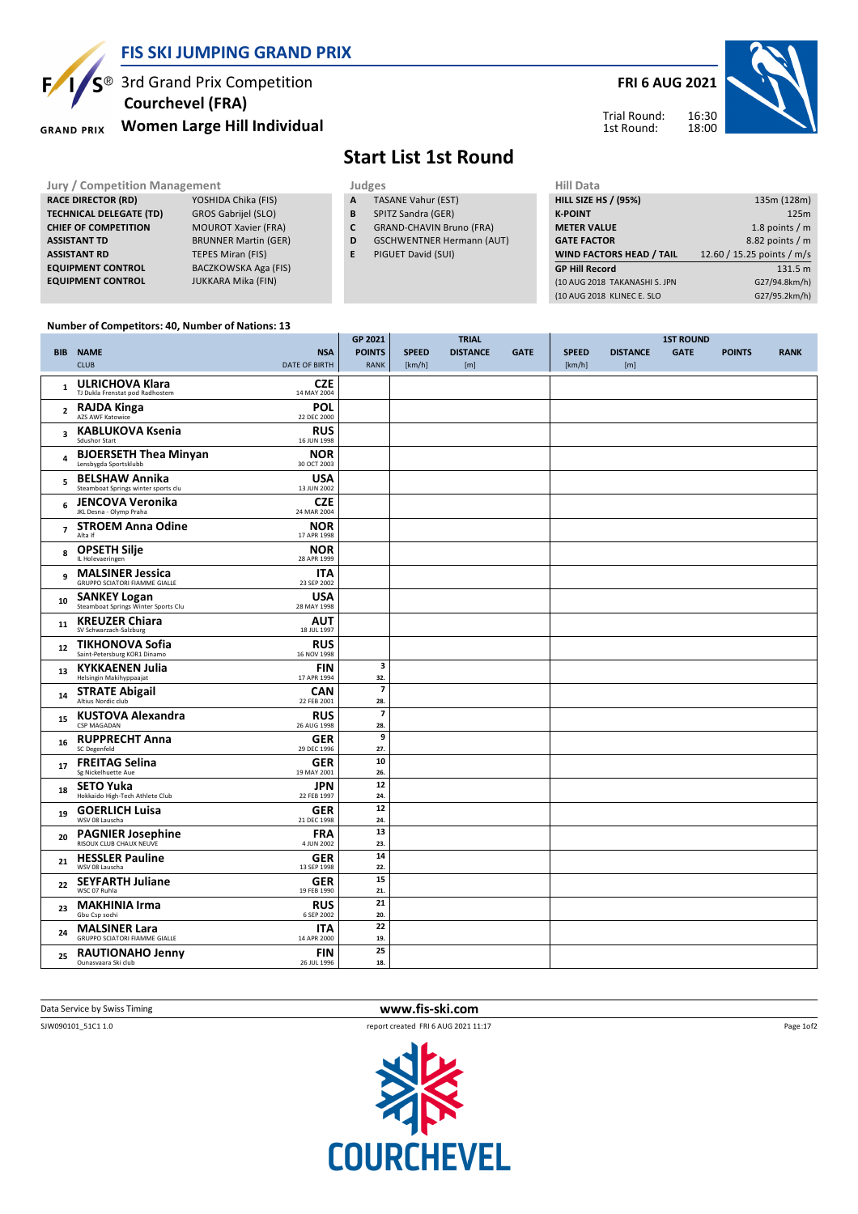# FIS SKI JUMPING GRAND PRIX

3rd Grand Prix Competition
**Courchevel (FRA)**
**Women Large Hill Individual**

**FRI 6 AUG 2021**

Trial Round: 16:30
1st Round: 18:00

## Start List 1st Round

| Jury / Competition Management | |
|---|---|
| **RACE DIRECTOR (RD)** | YOSHIDA Chika (FIS) |
| **TECHNICAL DELEGATE (TD)** | GROS Gabrijel (SLO) |
| **CHIEF OF COMPETITION** | MOUROT Xavier (FRA) |
| **ASSISTANT TD** | BRUNNER Martin (GER) |
| **ASSISTANT RD** | TEPES Miran (FIS) |
| **EQUIPMENT CONTROL** | BACZKOWSKA Aga (FIS) |
| **EQUIPMENT CONTROL** | JUKKARA Mika (FIN) |

| Judges | |
|---|---|
| **A** | TASANE Vahur (EST) |
| **B** | SPITZ Sandra (GER) |
| **C** | GRAND-CHAVIN Bruno (FRA) |
| **D** | GSCHWENTNER Hermann (AUT) |
| **E** | PIGUET David (SUI) |

| Hill Data | |
|---|---|
| **HILL SIZE HS / (95%)** | 135m (128m) |
| **K-POINT** | 125m |
| **METER VALUE** | 1.8 points / m |
| **GATE FACTOR** | 8.82 points / m |
| **WIND FACTORS HEAD / TAIL** | 12.60 / 15.25 points / m/s |
| **GP Hill Record** | 131.5 m |
| (10 AUG 2018 TAKANASHI S. JPN | G27/94.8km/h) |
| (10 AUG 2018 KLINEC E. SLO | G27/95.2km/h) |

**Number of Competitors: 40, Number of Nations: 13**

| BIB | NAME / CLUB | NSA / DATE OF BIRTH | GP 2021 POINTS / RANK | TRIAL SPEED [km/h] | TRIAL DISTANCE [m] | TRIAL GATE | 1ST ROUND SPEED [km/h] | 1ST ROUND DISTANCE [m] | 1ST ROUND GATE | 1ST ROUND POINTS | 1ST ROUND RANK |
|---|---|---|---|---|---|---|---|---|---|---|---|
| 1 | **ULRICHOVA Klara** TJ Dukla Frenstat pod Radhostem | **CZE** 14 MAY 2004 | | | | | | | | | |
| 2 | **RAJDA Kinga** AZS AWF Katowice | **POL** 22 DEC 2000 | | | | | | | | | |
| 3 | **KABLUKOVA Ksenia** Sdushor Start | **RUS** 16 JUN 1998 | | | | | | | | | |
| 4 | **BJOERSETH Thea Minyan** Lensbygda Sportsklubb | **NOR** 30 OCT 2003 | | | | | | | | | |
| 5 | **BELSHAW Annika** Steamboat Springs winter sports clu | **USA** 13 JUN 2002 | | | | | | | | | |
| 6 | **JENCOVA Veronika** JKL Desna - Olymp Praha | **CZE** 24 MAR 2004 | | | | | | | | | |
| 7 | **STROEM Anna Odine** Alta If | **NOR** 17 APR 1998 | | | | | | | | | |
| 8 | **OPSETH Silje** IL Holevaeringen | **NOR** 28 APR 1999 | | | | | | | | | |
| 9 | **MALSINER Jessica** GRUPPO SCIATORI FIAMME GIALLE | **ITA** 23 SEP 2002 | | | | | | | | | |
| 10 | **SANKEY Logan** Steamboat Springs Winter Sports Clu | **USA** 28 MAY 1998 | | | | | | | | | |
| 11 | **KREUZER Chiara** SV Schwarzach-Salzburg | **AUT** 18 JUL 1997 | | | | | | | | | |
| 12 | **TIKHONOVA Sofia** Saint-Petersburg KOR1 Dinamo | **RUS** 16 NOV 1998 | | | | | | | | | |
| 13 | **KYKKAENEN Julia** Helsingin Makihyppaajat | **FIN** 17 APR 1994 | 3 / 32. | | | | | | | | |
| 14 | **STRATE Abigail** Altius Nordic club | **CAN** 22 FEB 2001 | 7 / 28. | | | | | | | | |
| 15 | **KUSTOVA Alexandra** CSP MAGADAN | **RUS** 26 AUG 1998 | 7 / 28. | | | | | | | | |
| 16 | **RUPPRECHT Anna** SC Degenfeld | **GER** 29 DEC 1996 | 9 / 27. | | | | | | | | |
| 17 | **FREITAG Selina** Sg Nickelhuette Aue | **GER** 19 MAY 2001 | 10 / 26. | | | | | | | | |
| 18 | **SETO Yuka** Hokkaido High-Tech Athlete Club | **JPN** 22 FEB 1997 | 12 / 24. | | | | | | | | |
| 19 | **GOERLICH Luisa** WSV 08 Lauscha | **GER** 21 DEC 1998 | 12 / 24. | | | | | | | | |
| 20 | **PAGNIER Josephine** RISOUX CLUB CHAUX NEUVE | **FRA** 4 JUN 2002 | 13 / 23. | | | | | | | | |
| 21 | **HESSLER Pauline** WSV 08 Lauscha | **GER** 13 SEP 1998 | 14 / 22. | | | | | | | | |
| 22 | **SEYFARTH Juliane** WSC 07 Ruhla | **GER** 19 FEB 1990 | 15 / 21. | | | | | | | | |
| 23 | **MAKHINIA Irma** Gbu Csp sochi | **RUS** 6 SEP 2002 | 21 / 20. | | | | | | | | |
| 24 | **MALSINER Lara** GRUPPO SCIATORI FIAMME GIALLE | **ITA** 14 APR 2000 | 22 / 19. | | | | | | | | |
| 25 | **RAUTIONAHO Jenny** Ounasvaara Ski club | **FIN** 26 JUL 1996 | 25 / 18. | | | | | | | | |

Data Service by Swiss Timing

www.fis-ski.com

SJW090101_51C1 1.0 report created FRI 6 AUG 2021 11:17

COURCHEVEL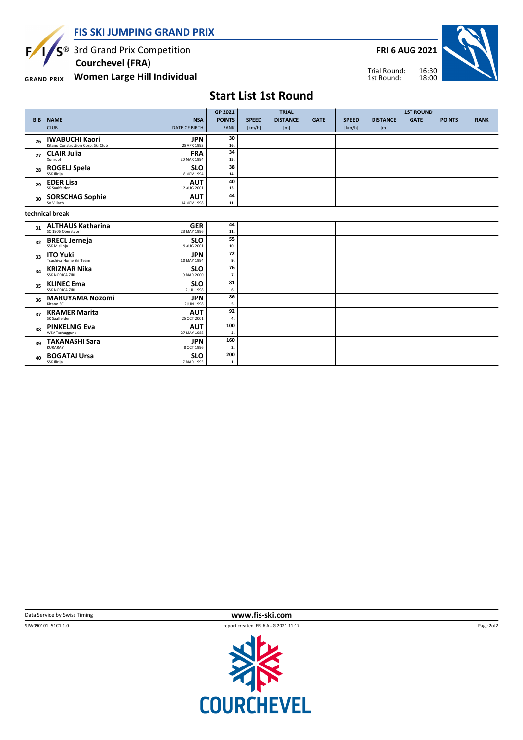# FIS SKI JUMPING GRAND PRIX

3rd Grand Prix Competition
**Courchevel (FRA)**
**Women Large Hill Individual**

**FRI 6 AUG 2021**

Trial Round: 16:30
1st Round: 18:00

## Start List 1st Round

| BIB | NAME / CLUB | NSA / DATE OF BIRTH | GP 2021 POINTS / RANK | TRIAL SPEED [km/h] | TRIAL DISTANCE [m] | TRIAL GATE | 1ST ROUND SPEED [km/h] | 1ST ROUND DISTANCE [m] | 1ST ROUND GATE | 1ST ROUND POINTS | 1ST ROUND RANK |
|---|---|---|---|---|---|---|---|---|---|---|---|
| 26 | **IWABUCHI Kaori** Kitano Construction Corp. Ski Club | **JPN** 28 APR 1993 | 30 / 16. | | | | | | | | |
| 27 | **CLAIR Julia** Xonrupt | **FRA** 20 MAR 1994 | 34 / 15. | | | | | | | | |
| 28 | **ROGELJ Spela** SSK Ilirija | **SLO** 8 NOV 1994 | 38 / 14. | | | | | | | | |
| 29 | **EDER Lisa** SK Saalfelden | **AUT** 12 AUG 2001 | 40 / 13. | | | | | | | | |
| 30 | **SORSCHAG Sophie** SV Villach | **AUT** 14 NOV 1998 | 44 / 11. | | | | | | | | |

**technical break**

| BIB | NAME / CLUB | NSA / DATE OF BIRTH | GP 2021 POINTS / RANK | TRIAL SPEED [km/h] | TRIAL DISTANCE [m] | TRIAL GATE | 1ST ROUND SPEED [km/h] | 1ST ROUND DISTANCE [m] | 1ST ROUND GATE | 1ST ROUND POINTS | 1ST ROUND RANK |
|---|---|---|---|---|---|---|---|---|---|---|---|
| 31 | **ALTHAUS Katharina** SC 1906 Oberstdorf | **GER** 23 MAY 1996 | 44 / 11. | | | | | | | | |
| 32 | **BRECL Jerneja** SSK Mislinja | **SLO** 9 AUG 2001 | 55 / 10. | | | | | | | | |
| 33 | **ITO Yuki** Tsuchiya Home Ski Team | **JPN** 10 MAY 1994 | 72 / 9. | | | | | | | | |
| 34 | **KRIZNAR Nika** SSK NORICA ZIRI | **SLO** 9 MAR 2000 | 76 / 7. | | | | | | | | |
| 35 | **KLINEC Ema** SSK NORICA ZIRI | **SLO** 2 JUL 1998 | 81 / 6. | | | | | | | | |
| 36 | **MARUYAMA Nozomi** Kitano SC | **JPN** 2 JUN 1998 | 86 / 5. | | | | | | | | |
| 37 | **KRAMER Marita** SK Saalfelden | **AUT** 25 OCT 2001 | 92 / 4. | | | | | | | | |
| 38 | **PINKELNIG Eva** WSV Tschagguns | **AUT** 27 MAY 1988 | 100 / 3. | | | | | | | | |
| 39 | **TAKANASHI Sara** KURARAY | **JPN** 8 OCT 1996 | 160 / 2. | | | | | | | | |
| 40 | **BOGATAJ Ursa** SSK Ilirija | **SLO** 7 MAR 1995 | 200 / 1. | | | | | | | | |

Data Service by Swiss Timing

**www.fis-ski.com**

SJW090101_51C1 1.0 report created FRI 6 AUG 2021 11:17

COURCHEVEL